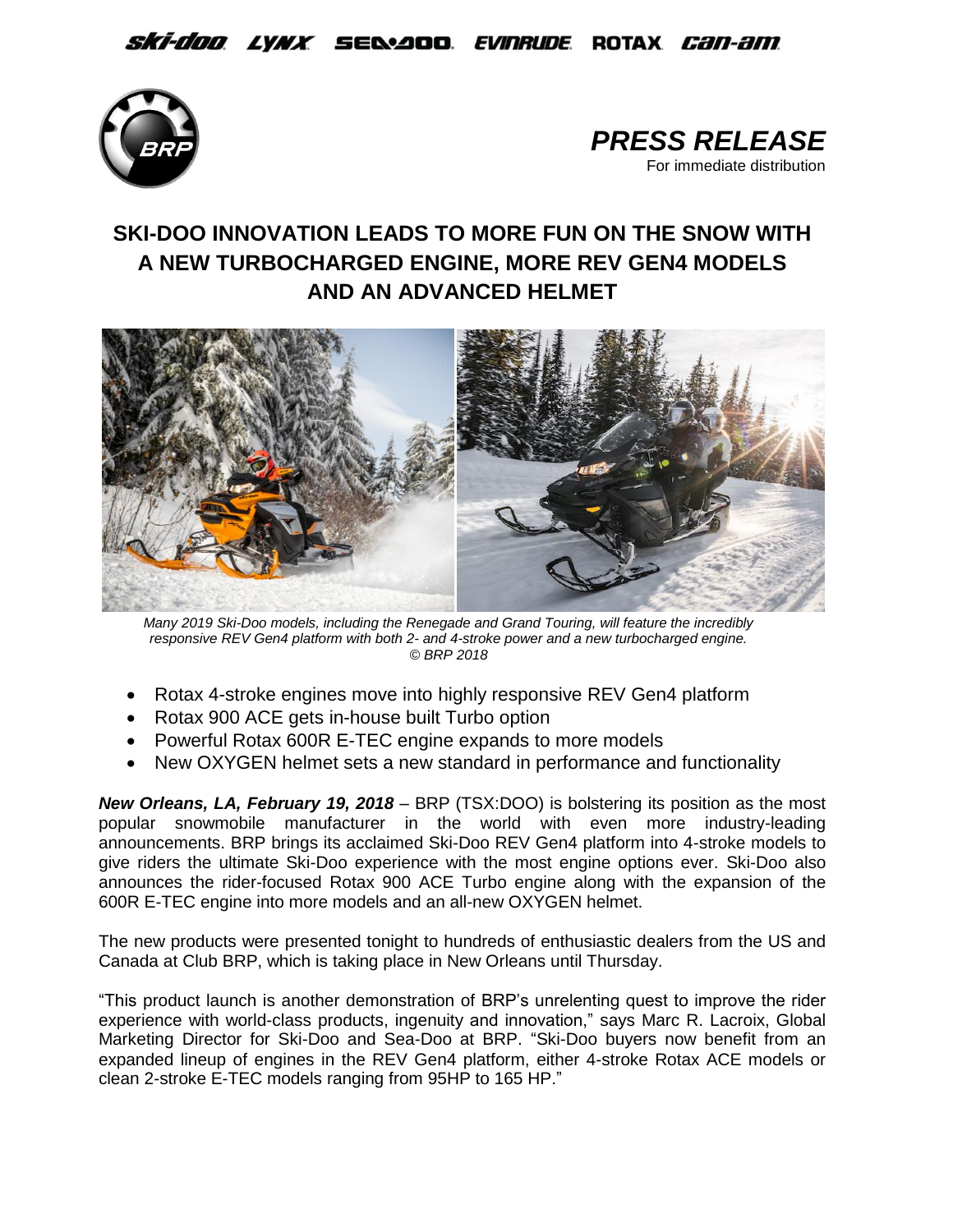ski-doo LYNX SEA-DOO EVINRUDE ROTAX can-am

*PRESS RELEASE*

For immediate distribution

# SKI-DOO INNOVATION LEADS TO MORE FUN ON THE SNOW WITH A NEW TURBOCHARGED ENGINE, MORE REV GEN4 MODELS AND AN ADVANCED HELMET

*Many 2019 Ski-Doo models, including the Renegade and Grand Touring, will feature the incredibly responsive REV Gen4 platform with both 2- and 4-stroke power and a new turbocharged engine. © BRP 2018*

- Rotax 4-stroke engines move into highly responsive REV Gen4 platform
- Rotax 900 ACE gets in-house built Turbo option
- Powerful Rotax 600R E-TEC engine expands to more models
- New OXYGEN helmet sets a new standard in performance and functionality

***New Orleans, LA, February 19, 2018*** – BRP (TSX:DOO) is bolstering its position as the most popular snowmobile manufacturer in the world with even more industry-leading announcements. BRP brings its acclaimed Ski-Doo REV Gen4 platform into 4-stroke models to give riders the ultimate Ski-Doo experience with the most engine options ever. Ski-Doo also announces the rider-focused Rotax 900 ACE Turbo engine along with the expansion of the 600R E-TEC engine into more models and an all-new OXYGEN helmet.

The new products were presented tonight to hundreds of enthusiastic dealers from the US and Canada at Club BRP, which is taking place in New Orleans until Thursday.

"This product launch is another demonstration of BRP's unrelenting quest to improve the rider experience with world-class products, ingenuity and innovation," says Marc R. Lacroix, Global Marketing Director for Ski-Doo and Sea-Doo at BRP. "Ski-Doo buyers now benefit from an expanded lineup of engines in the REV Gen4 platform, either 4-stroke Rotax ACE models or clean 2-stroke E-TEC models ranging from 95HP to 165 HP."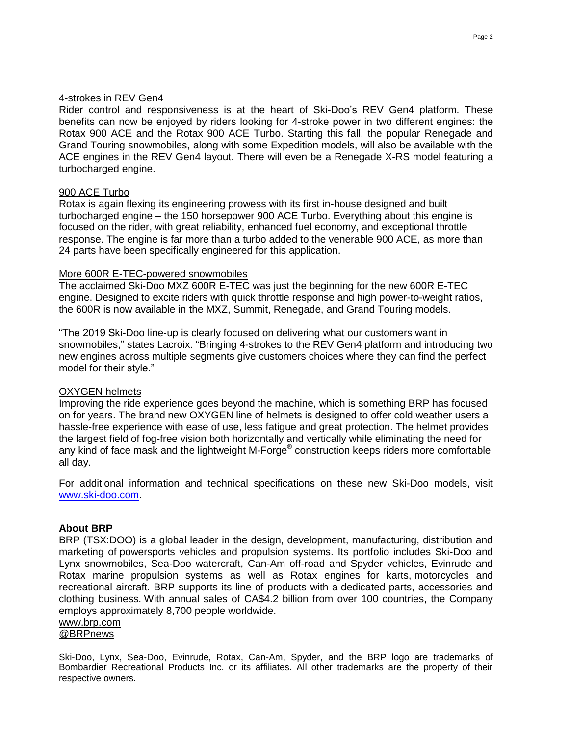<u>4-strokes in REV Gen4</u>

Rider control and responsiveness is at the heart of Ski-Doo's REV Gen4 platform. These benefits can now be enjoyed by riders looking for 4-stroke power in two different engines: the Rotax 900 ACE and the Rotax 900 ACE Turbo. Starting this fall, the popular Renegade and Grand Touring snowmobiles, along with some Expedition models, will also be available with the ACE engines in the REV Gen4 layout. There will even be a Renegade X-RS model featuring a turbocharged engine.

<u>900 ACE Turbo</u>

Rotax is again flexing its engineering prowess with its first in-house designed and built turbocharged engine – the 150 horsepower 900 ACE Turbo. Everything about this engine is focused on the rider, with great reliability, enhanced fuel economy, and exceptional throttle response. The engine is far more than a turbo added to the venerable 900 ACE, as more than 24 parts have been specifically engineered for this application.

<u>More 600R E-TEC-powered snowmobiles</u>

The acclaimed Ski-Doo MXZ 600R E-TEC was just the beginning for the new 600R E-TEC engine. Designed to excite riders with quick throttle response and high power-to-weight ratios, the 600R is now available in the MXZ, Summit, Renegade, and Grand Touring models.

"The 2019 Ski-Doo line-up is clearly focused on delivering what our customers want in snowmobiles," states Lacroix. "Bringing 4-strokes to the REV Gen4 platform and introducing two new engines across multiple segments give customers choices where they can find the perfect model for their style."

<u>OXYGEN helmets</u>

Improving the ride experience goes beyond the machine, which is something BRP has focused on for years. The brand new OXYGEN line of helmets is designed to offer cold weather users a hassle-free experience with ease of use, less fatigue and great protection. The helmet provides the largest field of fog-free vision both horizontally and vertically while eliminating the need for any kind of face mask and the lightweight M-Forge® construction keeps riders more comfortable all day.

For additional information and technical specifications on these new Ski-Doo models, visit www.ski-doo.com.

**About BRP**

BRP (TSX:DOO) is a global leader in the design, development, manufacturing, distribution and marketing of powersports vehicles and propulsion systems. Its portfolio includes Ski-Doo and Lynx snowmobiles, Sea-Doo watercraft, Can-Am off-road and Spyder vehicles, Evinrude and Rotax marine propulsion systems as well as Rotax engines for karts, motorcycles and recreational aircraft. BRP supports its line of products with a dedicated parts, accessories and clothing business. With annual sales of CA$4.2 billion from over 100 countries, the Company employs approximately 8,700 people worldwide.
www.brp.com
@BRPnews

Ski-Doo, Lynx, Sea-Doo, Evinrude, Rotax, Can-Am, Spyder, and the BRP logo are trademarks of Bombardier Recreational Products Inc. or its affiliates. All other trademarks are the property of their respective owners.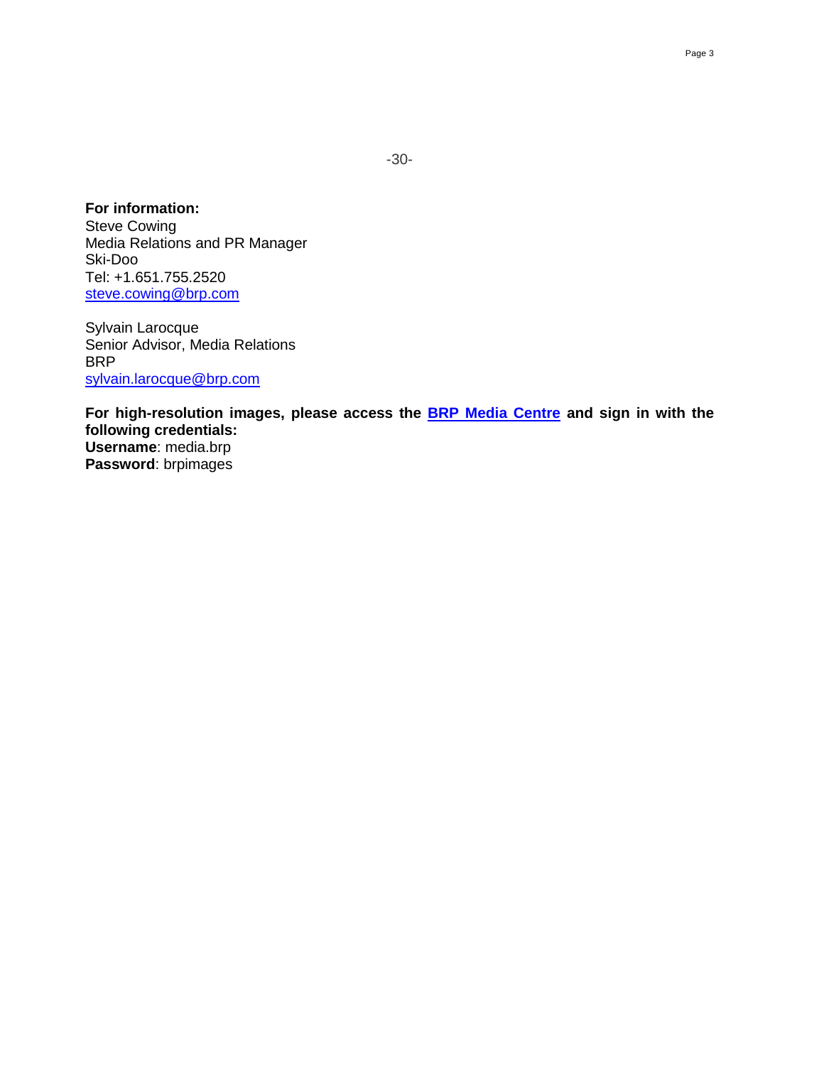-30-

**For information:**
Steve Cowing
Media Relations and PR Manager
Ski-Doo
Tel: +1.651.755.2520
steve.cowing@brp.com

Sylvain Larocque
Senior Advisor, Media Relations
BRP
sylvain.larocque@brp.com

**For high-resolution images, please access the BRP Media Centre and sign in with the following credentials:**
**Username**: media.brp
**Password**: brpimages